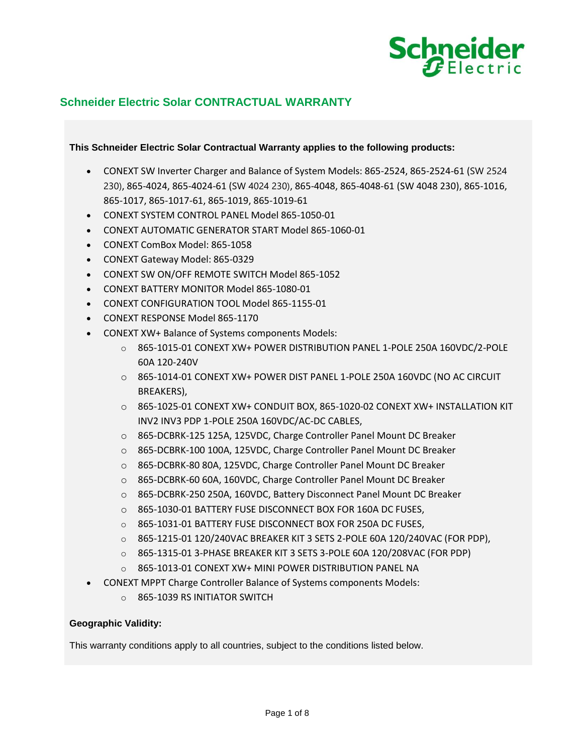# Schneider Electric Solar CONTRACTUAL WARRANTY

**This Schneider Electric Solar Contractual Warranty applies to the following products:**

- CONEXT SW Inverter Charger and Balance of System Models: 865-2524, 865-2524-61 (SW 2524 230), 865-4024, 865-4024-61 (SW 4024 230), 865-4048, 865-4048-61 (SW 4048 230), 865-1016, 865-1017, 865-1017-61, 865-1019, 865-1019-61
- CONEXT SYSTEM CONTROL PANEL Model 865-1050-01
- CONEXT AUTOMATIC GENERATOR START Model 865-1060-01
- CONEXT ComBox Model: 865-1058
- CONEXT Gateway Model: 865-0329
- CONEXT SW ON/OFF REMOTE SWITCH Model 865-1052
- CONEXT BATTERY MONITOR Model 865-1080-01
- CONEXT CONFIGURATION TOOL Model 865-1155-01
- CONEXT RESPONSE Model 865-1170
- CONEXT XW+ Balance of Systems components Models:
  - 865-1015-01 CONEXT XW+ POWER DISTRIBUTION PANEL 1-POLE 250A 160VDC/2-POLE 60A 120-240V
  - 865-1014-01 CONEXT XW+ POWER DIST PANEL 1-POLE 250A 160VDC (NO AC CIRCUIT BREAKERS),
  - 865-1025-01 CONEXT XW+ CONDUIT BOX, 865-1020-02 CONEXT XW+ INSTALLATION KIT INV2 INV3 PDP 1-POLE 250A 160VDC/AC-DC CABLES,
  - 865-DCBRK-125 125A, 125VDC, Charge Controller Panel Mount DC Breaker
  - 865-DCBRK-100 100A, 125VDC, Charge Controller Panel Mount DC Breaker
  - 865-DCBRK-80 80A, 125VDC, Charge Controller Panel Mount DC Breaker
  - 865-DCBRK-60 60A, 160VDC, Charge Controller Panel Mount DC Breaker
  - 865-DCBRK-250 250A, 160VDC, Battery Disconnect Panel Mount DC Breaker
  - 865-1030-01 BATTERY FUSE DISCONNECT BOX FOR 160A DC FUSES,
  - 865-1031-01 BATTERY FUSE DISCONNECT BOX FOR 250A DC FUSES,
  - 865-1215-01 120/240VAC BREAKER KIT 3 SETS 2-POLE 60A 120/240VAC (FOR PDP),
  - 865-1315-01 3-PHASE BREAKER KIT 3 SETS 3-POLE 60A 120/208VAC (FOR PDP)
  - 865-1013-01 CONEXT XW+ MINI POWER DISTRIBUTION PANEL NA
- CONEXT MPPT Charge Controller Balance of Systems components Models:
  - 865-1039 RS INITIATOR SWITCH

**Geographic Validity:**

This warranty conditions apply to all countries, subject to the conditions listed below.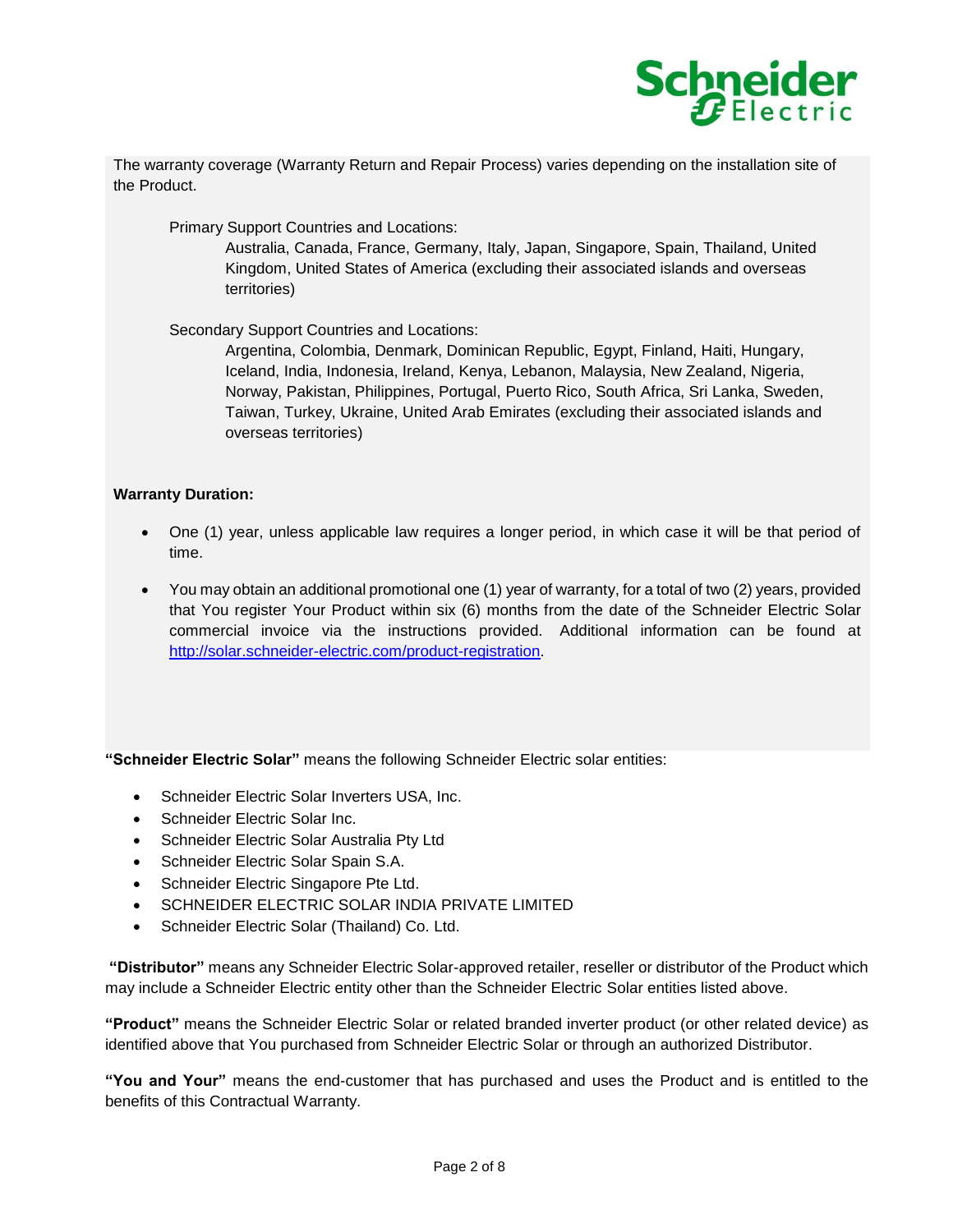The warranty coverage (Warranty Return and Repair Process) varies depending on the installation site of the Product.

Primary Support Countries and Locations:

Australia, Canada, France, Germany, Italy, Japan, Singapore, Spain, Thailand, United Kingdom, United States of America (excluding their associated islands and overseas territories)

Secondary Support Countries and Locations:

Argentina, Colombia, Denmark, Dominican Republic, Egypt, Finland, Haiti, Hungary, Iceland, India, Indonesia, Ireland, Kenya, Lebanon, Malaysia, New Zealand, Nigeria, Norway, Pakistan, Philippines, Portugal, Puerto Rico, South Africa, Sri Lanka, Sweden, Taiwan, Turkey, Ukraine, United Arab Emirates (excluding their associated islands and overseas territories)

**Warranty Duration:**

- One (1) year, unless applicable law requires a longer period, in which case it will be that period of time.
- You may obtain an additional promotional one (1) year of warranty, for a total of two (2) years, provided that You register Your Product within six (6) months from the date of the Schneider Electric Solar commercial invoice via the instructions provided. Additional information can be found at [http://solar.schneider-electric.com/product-registration](http://solar.schneider-electric.com/product-registration).

**"Schneider Electric Solar"** means the following Schneider Electric solar entities:

- Schneider Electric Solar Inverters USA, Inc.
- Schneider Electric Solar Inc.
- Schneider Electric Solar Australia Pty Ltd
- Schneider Electric Solar Spain S.A.
- Schneider Electric Singapore Pte Ltd.
- SCHNEIDER ELECTRIC SOLAR INDIA PRIVATE LIMITED
- Schneider Electric Solar (Thailand) Co. Ltd.

**"Distributor"** means any Schneider Electric Solar-approved retailer, reseller or distributor of the Product which may include a Schneider Electric entity other than the Schneider Electric Solar entities listed above.

**"Product"** means the Schneider Electric Solar or related branded inverter product (or other related device) as identified above that You purchased from Schneider Electric Solar or through an authorized Distributor.

**"You and Your"** means the end-customer that has purchased and uses the Product and is entitled to the benefits of this Contractual Warranty.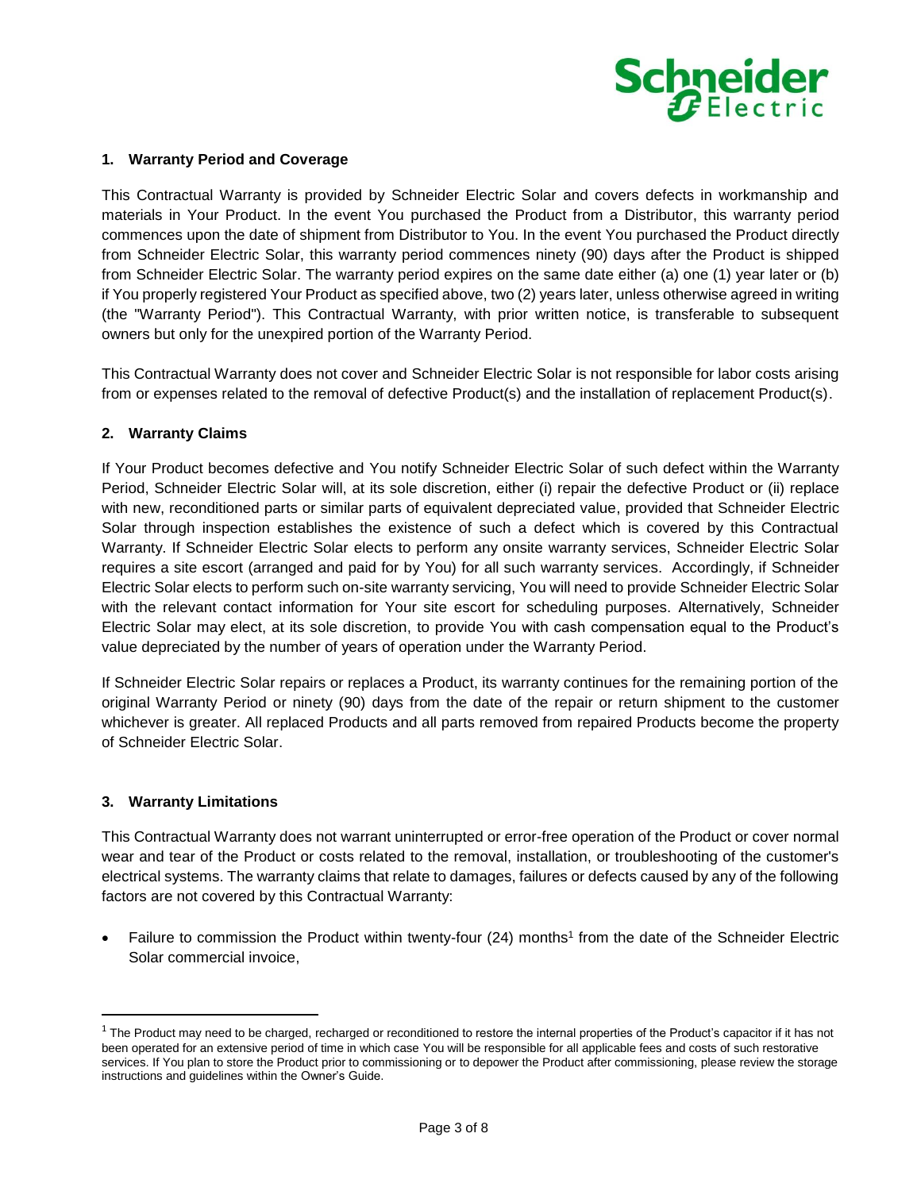## 1. Warranty Period and Coverage

This Contractual Warranty is provided by Schneider Electric Solar and covers defects in workmanship and materials in Your Product. In the event You purchased the Product from a Distributor, this warranty period commences upon the date of shipment from Distributor to You. In the event You purchased the Product directly from Schneider Electric Solar, this warranty period commences ninety (90) days after the Product is shipped from Schneider Electric Solar. The warranty period expires on the same date either (a) one (1) year later or (b) if You properly registered Your Product as specified above, two (2) years later, unless otherwise agreed in writing (the "Warranty Period"). This Contractual Warranty, with prior written notice, is transferable to subsequent owners but only for the unexpired portion of the Warranty Period.

This Contractual Warranty does not cover and Schneider Electric Solar is not responsible for labor costs arising from or expenses related to the removal of defective Product(s) and the installation of replacement Product(s).

## 2. Warranty Claims

If Your Product becomes defective and You notify Schneider Electric Solar of such defect within the Warranty Period, Schneider Electric Solar will, at its sole discretion, either (i) repair the defective Product or (ii) replace with new, reconditioned parts or similar parts of equivalent depreciated value, provided that Schneider Electric Solar through inspection establishes the existence of such a defect which is covered by this Contractual Warranty. If Schneider Electric Solar elects to perform any onsite warranty services, Schneider Electric Solar requires a site escort (arranged and paid for by You) for all such warranty services. Accordingly, if Schneider Electric Solar elects to perform such on-site warranty servicing, You will need to provide Schneider Electric Solar with the relevant contact information for Your site escort for scheduling purposes. Alternatively, Schneider Electric Solar may elect, at its sole discretion, to provide You with cash compensation equal to the Product's value depreciated by the number of years of operation under the Warranty Period.

If Schneider Electric Solar repairs or replaces a Product, its warranty continues for the remaining portion of the original Warranty Period or ninety (90) days from the date of the repair or return shipment to the customer whichever is greater. All replaced Products and all parts removed from repaired Products become the property of Schneider Electric Solar.

## 3. Warranty Limitations

This Contractual Warranty does not warrant uninterrupted or error-free operation of the Product or cover normal wear and tear of the Product or costs related to the removal, installation, or troubleshooting of the customer's electrical systems. The warranty claims that relate to damages, failures or defects caused by any of the following factors are not covered by this Contractual Warranty:

- Failure to commission the Product within twenty-four (24) months[1] from the date of the Schneider Electric Solar commercial invoice,

[1] The Product may need to be charged, recharged or reconditioned to restore the internal properties of the Product's capacitor if it has not been operated for an extensive period of time in which case You will be responsible for all applicable fees and costs of such restorative services. If You plan to store the Product prior to commissioning or to depower the Product after commissioning, please review the storage instructions and guidelines within the Owner's Guide.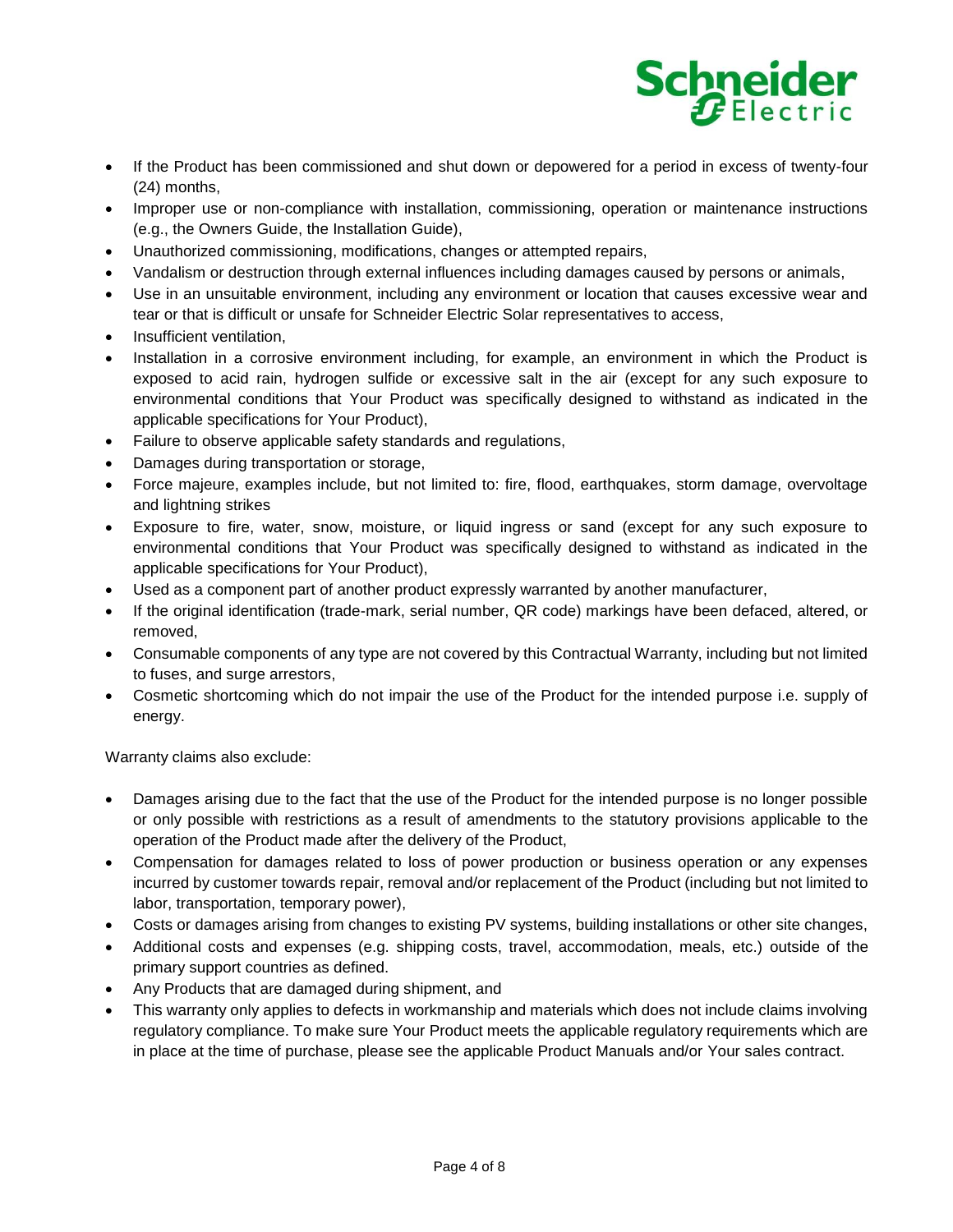- If the Product has been commissioned and shut down or depowered for a period in excess of twenty-four (24) months,
- Improper use or non-compliance with installation, commissioning, operation or maintenance instructions (e.g., the Owners Guide, the Installation Guide),
- Unauthorized commissioning, modifications, changes or attempted repairs,
- Vandalism or destruction through external influences including damages caused by persons or animals,
- Use in an unsuitable environment, including any environment or location that causes excessive wear and tear or that is difficult or unsafe for Schneider Electric Solar representatives to access,
- Insufficient ventilation,
- Installation in a corrosive environment including, for example, an environment in which the Product is exposed to acid rain, hydrogen sulfide or excessive salt in the air (except for any such exposure to environmental conditions that Your Product was specifically designed to withstand as indicated in the applicable specifications for Your Product),
- Failure to observe applicable safety standards and regulations,
- Damages during transportation or storage,
- Force majeure, examples include, but not limited to: fire, flood, earthquakes, storm damage, overvoltage and lightning strikes
- Exposure to fire, water, snow, moisture, or liquid ingress or sand (except for any such exposure to environmental conditions that Your Product was specifically designed to withstand as indicated in the applicable specifications for Your Product),
- Used as a component part of another product expressly warranted by another manufacturer,
- If the original identification (trade-mark, serial number, QR code) markings have been defaced, altered, or removed,
- Consumable components of any type are not covered by this Contractual Warranty, including but not limited to fuses, and surge arrestors,
- Cosmetic shortcoming which do not impair the use of the Product for the intended purpose i.e. supply of energy.

Warranty claims also exclude:

- Damages arising due to the fact that the use of the Product for the intended purpose is no longer possible or only possible with restrictions as a result of amendments to the statutory provisions applicable to the operation of the Product made after the delivery of the Product,
- Compensation for damages related to loss of power production or business operation or any expenses incurred by customer towards repair, removal and/or replacement of the Product (including but not limited to labor, transportation, temporary power),
- Costs or damages arising from changes to existing PV systems, building installations or other site changes,
- Additional costs and expenses (e.g. shipping costs, travel, accommodation, meals, etc.) outside of the primary support countries as defined.
- Any Products that are damaged during shipment, and
- This warranty only applies to defects in workmanship and materials which does not include claims involving regulatory compliance. To make sure Your Product meets the applicable regulatory requirements which are in place at the time of purchase, please see the applicable Product Manuals and/or Your sales contract.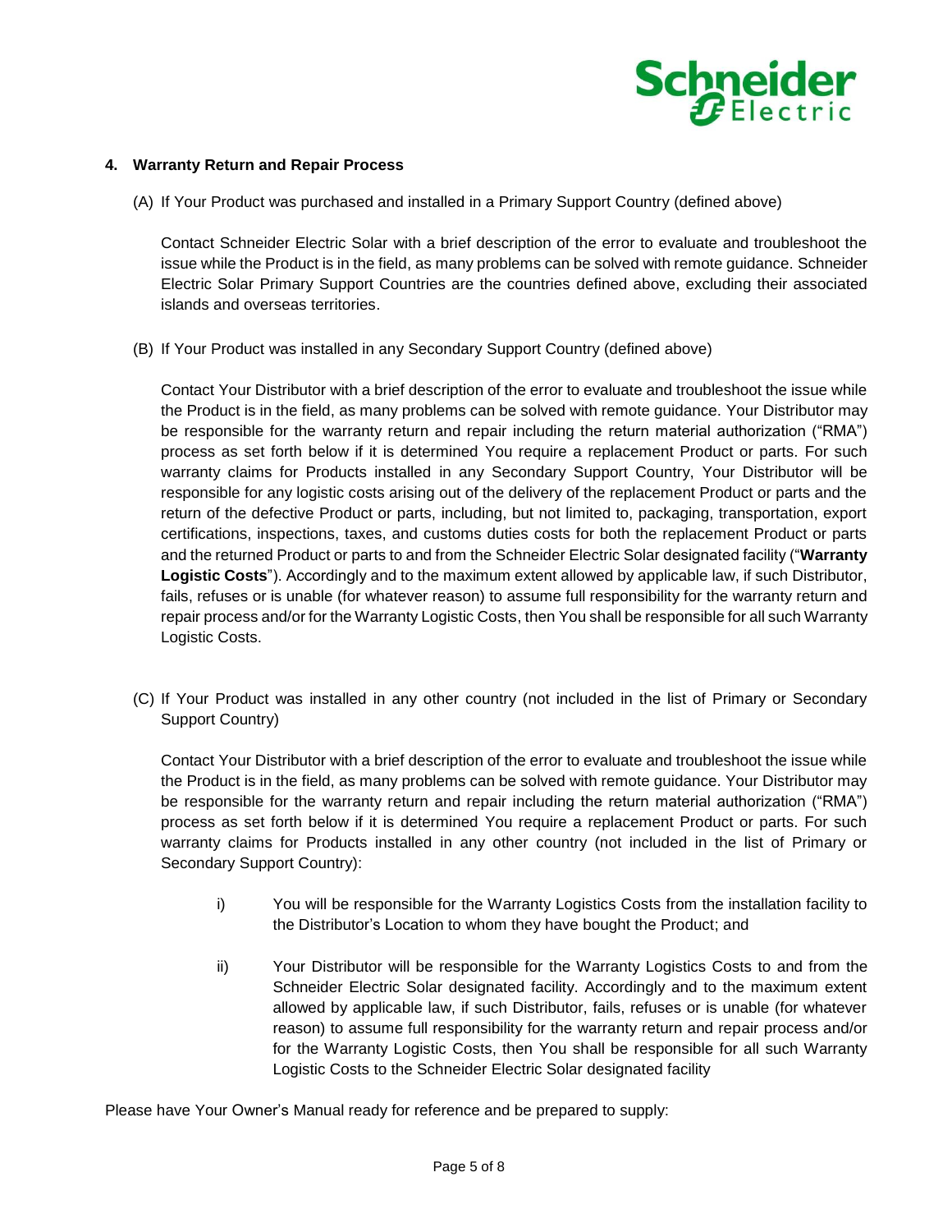## 4. Warranty Return and Repair Process

(A) If Your Product was purchased and installed in a Primary Support Country (defined above)

Contact Schneider Electric Solar with a brief description of the error to evaluate and troubleshoot the issue while the Product is in the field, as many problems can be solved with remote guidance. Schneider Electric Solar Primary Support Countries are the countries defined above, excluding their associated islands and overseas territories.

(B) If Your Product was installed in any Secondary Support Country (defined above)

Contact Your Distributor with a brief description of the error to evaluate and troubleshoot the issue while the Product is in the field, as many problems can be solved with remote guidance. Your Distributor may be responsible for the warranty return and repair including the return material authorization ("RMA") process as set forth below if it is determined You require a replacement Product or parts. For such warranty claims for Products installed in any Secondary Support Country, Your Distributor will be responsible for any logistic costs arising out of the delivery of the replacement Product or parts and the return of the defective Product or parts, including, but not limited to, packaging, transportation, export certifications, inspections, taxes, and customs duties costs for both the replacement Product or parts and the returned Product or parts to and from the Schneider Electric Solar designated facility ("**Warranty Logistic Costs**"). Accordingly and to the maximum extent allowed by applicable law, if such Distributor, fails, refuses or is unable (for whatever reason) to assume full responsibility for the warranty return and repair process and/or for the Warranty Logistic Costs, then You shall be responsible for all such Warranty Logistic Costs.

(C) If Your Product was installed in any other country (not included in the list of Primary or Secondary Support Country)

Contact Your Distributor with a brief description of the error to evaluate and troubleshoot the issue while the Product is in the field, as many problems can be solved with remote guidance. Your Distributor may be responsible for the warranty return and repair including the return material authorization ("RMA") process as set forth below if it is determined You require a replacement Product or parts. For such warranty claims for Products installed in any other country (not included in the list of Primary or Secondary Support Country):

i) You will be responsible for the Warranty Logistics Costs from the installation facility to the Distributor's Location to whom they have bought the Product; and

ii) Your Distributor will be responsible for the Warranty Logistics Costs to and from the Schneider Electric Solar designated facility. Accordingly and to the maximum extent allowed by applicable law, if such Distributor, fails, refuses or is unable (for whatever reason) to assume full responsibility for the warranty return and repair process and/or for the Warranty Logistic Costs, then You shall be responsible for all such Warranty Logistic Costs to the Schneider Electric Solar designated facility

Please have Your Owner's Manual ready for reference and be prepared to supply: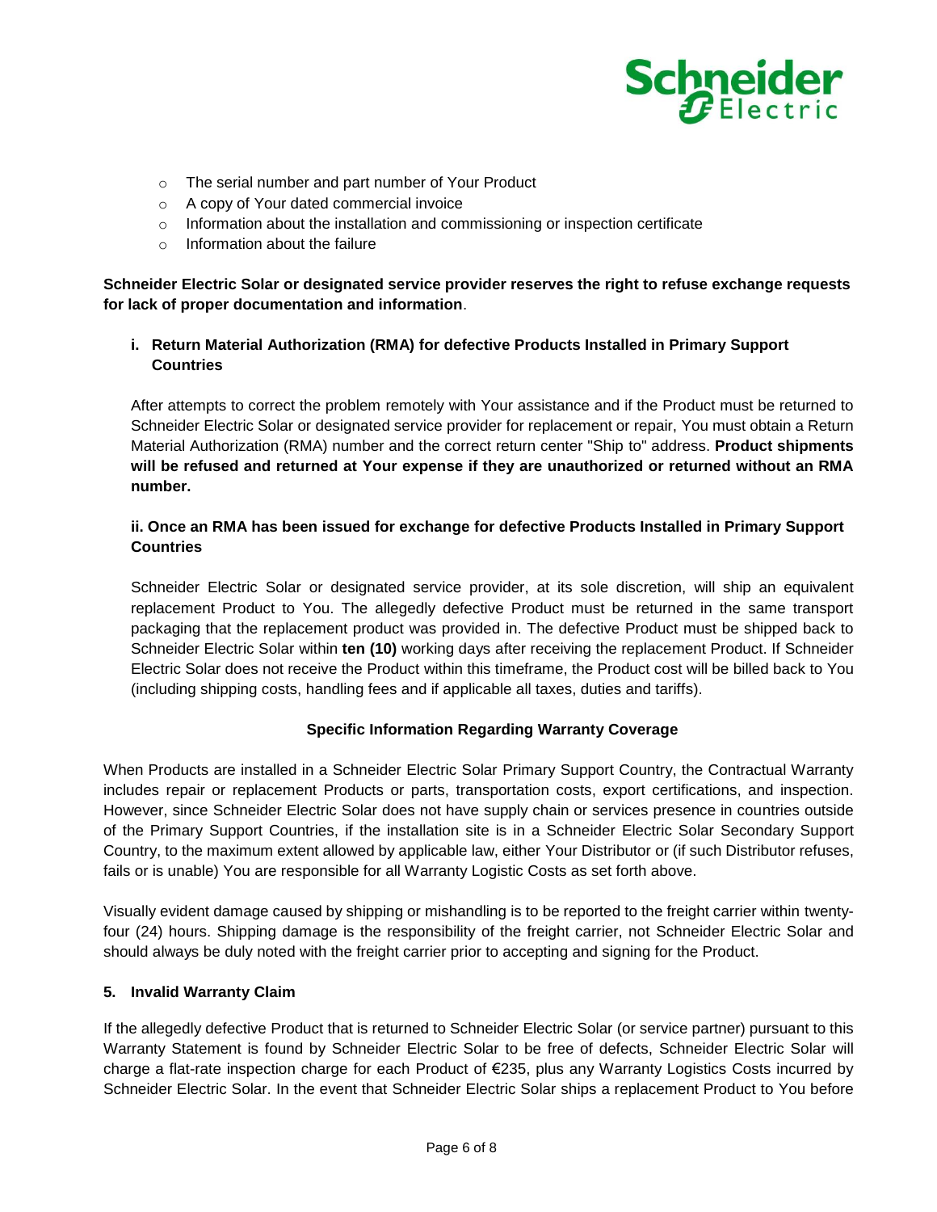- The serial number and part number of Your Product
- A copy of Your dated commercial invoice
- Information about the installation and commissioning or inspection certificate
- Information about the failure

**Schneider Electric Solar or designated service provider reserves the right to refuse exchange requests for lack of proper documentation and information**.

**i. Return Material Authorization (RMA) for defective Products Installed in Primary Support Countries**

After attempts to correct the problem remotely with Your assistance and if the Product must be returned to Schneider Electric Solar or designated service provider for replacement or repair, You must obtain a Return Material Authorization (RMA) number and the correct return center "Ship to" address. **Product shipments will be refused and returned at Your expense if they are unauthorized or returned without an RMA number.**

**ii. Once an RMA has been issued for exchange for defective Products Installed in Primary Support Countries**

Schneider Electric Solar or designated service provider, at its sole discretion, will ship an equivalent replacement Product to You. The allegedly defective Product must be returned in the same transport packaging that the replacement product was provided in. The defective Product must be shipped back to Schneider Electric Solar within **ten (10)** working days after receiving the replacement Product. If Schneider Electric Solar does not receive the Product within this timeframe, the Product cost will be billed back to You (including shipping costs, handling fees and if applicable all taxes, duties and tariffs).

**Specific Information Regarding Warranty Coverage**

When Products are installed in a Schneider Electric Solar Primary Support Country, the Contractual Warranty includes repair or replacement Products or parts, transportation costs, export certifications, and inspection. However, since Schneider Electric Solar does not have supply chain or services presence in countries outside of the Primary Support Countries, if the installation site is in a Schneider Electric Solar Secondary Support Country, to the maximum extent allowed by applicable law, either Your Distributor or (if such Distributor refuses, fails or is unable) You are responsible for all Warranty Logistic Costs as set forth above.

Visually evident damage caused by shipping or mishandling is to be reported to the freight carrier within twenty-four (24) hours. Shipping damage is the responsibility of the freight carrier, not Schneider Electric Solar and should always be duly noted with the freight carrier prior to accepting and signing for the Product.

**5. Invalid Warranty Claim**

If the allegedly defective Product that is returned to Schneider Electric Solar (or service partner) pursuant to this Warranty Statement is found by Schneider Electric Solar to be free of defects, Schneider Electric Solar will charge a flat-rate inspection charge for each Product of €235, plus any Warranty Logistics Costs incurred by Schneider Electric Solar. In the event that Schneider Electric Solar ships a replacement Product to You before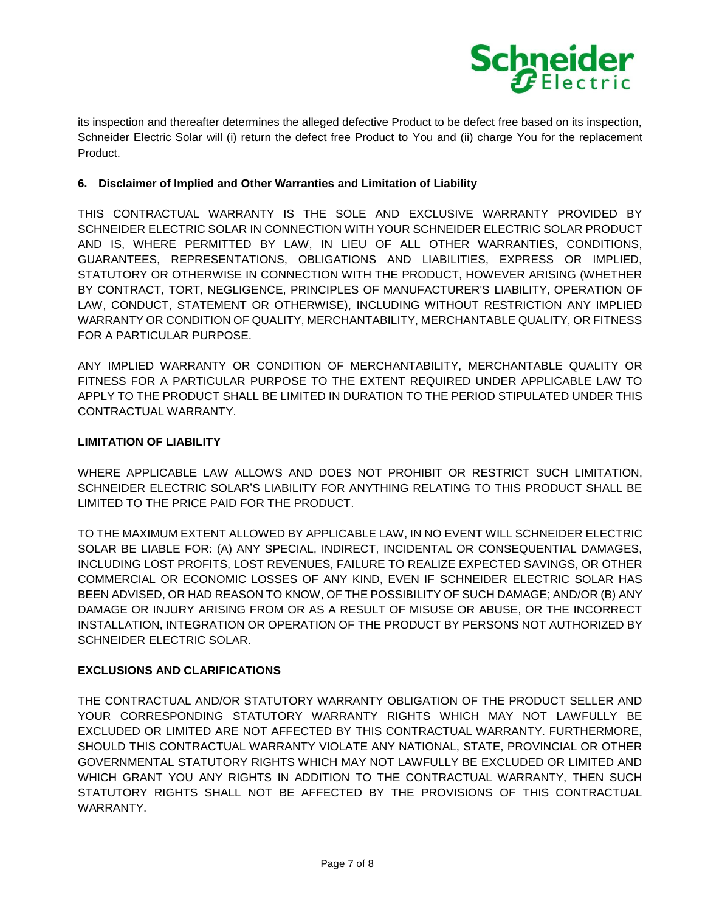its inspection and thereafter determines the alleged defective Product to be defect free based on its inspection, Schneider Electric Solar will (i) return the defect free Product to You and (ii) charge You for the replacement Product.

### 6. Disclaimer of Implied and Other Warranties and Limitation of Liability

THIS CONTRACTUAL WARRANTY IS THE SOLE AND EXCLUSIVE WARRANTY PROVIDED BY SCHNEIDER ELECTRIC SOLAR IN CONNECTION WITH YOUR SCHNEIDER ELECTRIC SOLAR PRODUCT AND IS, WHERE PERMITTED BY LAW, IN LIEU OF ALL OTHER WARRANTIES, CONDITIONS, GUARANTEES, REPRESENTATIONS, OBLIGATIONS AND LIABILITIES, EXPRESS OR IMPLIED, STATUTORY OR OTHERWISE IN CONNECTION WITH THE PRODUCT, HOWEVER ARISING (WHETHER BY CONTRACT, TORT, NEGLIGENCE, PRINCIPLES OF MANUFACTURER'S LIABILITY, OPERATION OF LAW, CONDUCT, STATEMENT OR OTHERWISE), INCLUDING WITHOUT RESTRICTION ANY IMPLIED WARRANTY OR CONDITION OF QUALITY, MERCHANTABILITY, MERCHANTABLE QUALITY, OR FITNESS FOR A PARTICULAR PURPOSE.

ANY IMPLIED WARRANTY OR CONDITION OF MERCHANTABILITY, MERCHANTABLE QUALITY OR FITNESS FOR A PARTICULAR PURPOSE TO THE EXTENT REQUIRED UNDER APPLICABLE LAW TO APPLY TO THE PRODUCT SHALL BE LIMITED IN DURATION TO THE PERIOD STIPULATED UNDER THIS CONTRACTUAL WARRANTY.

**LIMITATION OF LIABILITY**

WHERE APPLICABLE LAW ALLOWS AND DOES NOT PROHIBIT OR RESTRICT SUCH LIMITATION, SCHNEIDER ELECTRIC SOLAR'S LIABILITY FOR ANYTHING RELATING TO THIS PRODUCT SHALL BE LIMITED TO THE PRICE PAID FOR THE PRODUCT.

TO THE MAXIMUM EXTENT ALLOWED BY APPLICABLE LAW, IN NO EVENT WILL SCHNEIDER ELECTRIC SOLAR BE LIABLE FOR: (A) ANY SPECIAL, INDIRECT, INCIDENTAL OR CONSEQUENTIAL DAMAGES, INCLUDING LOST PROFITS, LOST REVENUES, FAILURE TO REALIZE EXPECTED SAVINGS, OR OTHER COMMERCIAL OR ECONOMIC LOSSES OF ANY KIND, EVEN IF SCHNEIDER ELECTRIC SOLAR HAS BEEN ADVISED, OR HAD REASON TO KNOW, OF THE POSSIBILITY OF SUCH DAMAGE; AND/OR (B) ANY DAMAGE OR INJURY ARISING FROM OR AS A RESULT OF MISUSE OR ABUSE, OR THE INCORRECT INSTALLATION, INTEGRATION OR OPERATION OF THE PRODUCT BY PERSONS NOT AUTHORIZED BY SCHNEIDER ELECTRIC SOLAR.

**EXCLUSIONS AND CLARIFICATIONS**

THE CONTRACTUAL AND/OR STATUTORY WARRANTY OBLIGATION OF THE PRODUCT SELLER AND YOUR CORRESPONDING STATUTORY WARRANTY RIGHTS WHICH MAY NOT LAWFULLY BE EXCLUDED OR LIMITED ARE NOT AFFECTED BY THIS CONTRACTUAL WARRANTY. FURTHERMORE, SHOULD THIS CONTRACTUAL WARRANTY VIOLATE ANY NATIONAL, STATE, PROVINCIAL OR OTHER GOVERNMENTAL STATUTORY RIGHTS WHICH MAY NOT LAWFULLY BE EXCLUDED OR LIMITED AND WHICH GRANT YOU ANY RIGHTS IN ADDITION TO THE CONTRACTUAL WARRANTY, THEN SUCH STATUTORY RIGHTS SHALL NOT BE AFFECTED BY THE PROVISIONS OF THIS CONTRACTUAL WARRANTY.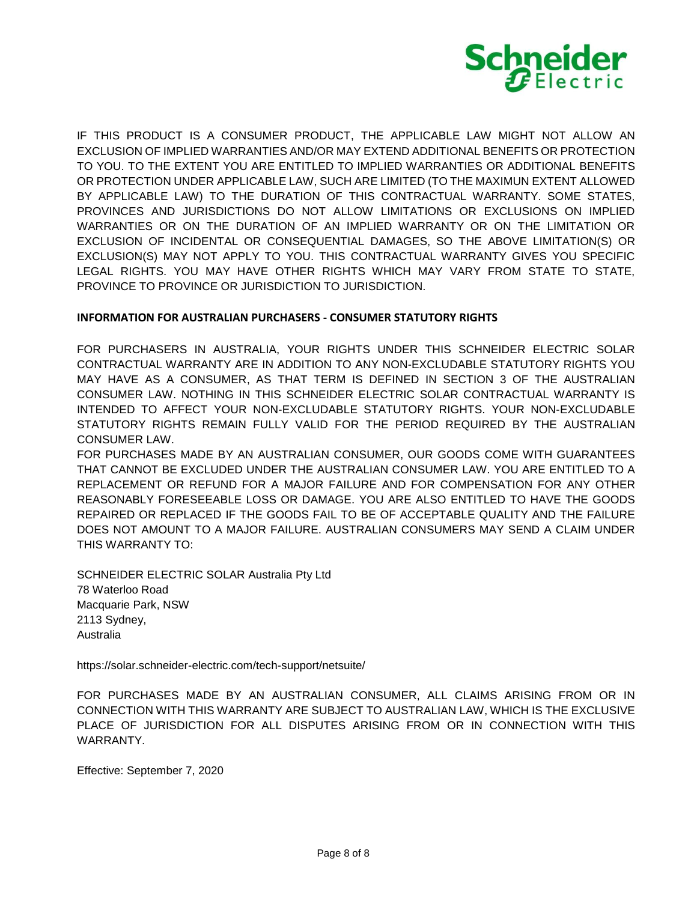IF THIS PRODUCT IS A CONSUMER PRODUCT, THE APPLICABLE LAW MIGHT NOT ALLOW AN EXCLUSION OF IMPLIED WARRANTIES AND/OR MAY EXTEND ADDITIONAL BENEFITS OR PROTECTION TO YOU. TO THE EXTENT YOU ARE ENTITLED TO IMPLIED WARRANTIES OR ADDITIONAL BENEFITS OR PROTECTION UNDER APPLICABLE LAW, SUCH ARE LIMITED (TO THE MAXIMUN EXTENT ALLOWED BY APPLICABLE LAW) TO THE DURATION OF THIS CONTRACTUAL WARRANTY. SOME STATES, PROVINCES AND JURISDICTIONS DO NOT ALLOW LIMITATIONS OR EXCLUSIONS ON IMPLIED WARRANTIES OR ON THE DURATION OF AN IMPLIED WARRANTY OR ON THE LIMITATION OR EXCLUSION OF INCIDENTAL OR CONSEQUENTIAL DAMAGES, SO THE ABOVE LIMITATION(S) OR EXCLUSION(S) MAY NOT APPLY TO YOU. THIS CONTRACTUAL WARRANTY GIVES YOU SPECIFIC LEGAL RIGHTS. YOU MAY HAVE OTHER RIGHTS WHICH MAY VARY FROM STATE TO STATE, PROVINCE TO PROVINCE OR JURISDICTION TO JURISDICTION.

**INFORMATION FOR AUSTRALIAN PURCHASERS - CONSUMER STATUTORY RIGHTS**

FOR PURCHASERS IN AUSTRALIA, YOUR RIGHTS UNDER THIS SCHNEIDER ELECTRIC SOLAR CONTRACTUAL WARRANTY ARE IN ADDITION TO ANY NON-EXCLUDABLE STATUTORY RIGHTS YOU MAY HAVE AS A CONSUMER, AS THAT TERM IS DEFINED IN SECTION 3 OF THE AUSTRALIAN CONSUMER LAW. NOTHING IN THIS SCHNEIDER ELECTRIC SOLAR CONTRACTUAL WARRANTY IS INTENDED TO AFFECT YOUR NON-EXCLUDABLE STATUTORY RIGHTS. YOUR NON-EXCLUDABLE STATUTORY RIGHTS REMAIN FULLY VALID FOR THE PERIOD REQUIRED BY THE AUSTRALIAN CONSUMER LAW.

FOR PURCHASES MADE BY AN AUSTRALIAN CONSUMER, OUR GOODS COME WITH GUARANTEES THAT CANNOT BE EXCLUDED UNDER THE AUSTRALIAN CONSUMER LAW. YOU ARE ENTITLED TO A REPLACEMENT OR REFUND FOR A MAJOR FAILURE AND FOR COMPENSATION FOR ANY OTHER REASONABLY FORESEEABLE LOSS OR DAMAGE. YOU ARE ALSO ENTITLED TO HAVE THE GOODS REPAIRED OR REPLACED IF THE GOODS FAIL TO BE OF ACCEPTABLE QUALITY AND THE FAILURE DOES NOT AMOUNT TO A MAJOR FAILURE. AUSTRALIAN CONSUMERS MAY SEND A CLAIM UNDER THIS WARRANTY TO:

SCHNEIDER ELECTRIC SOLAR Australia Pty Ltd
78 Waterloo Road
Macquarie Park, NSW
2113 Sydney,
Australia

https://solar.schneider-electric.com/tech-support/netsuite/

FOR PURCHASES MADE BY AN AUSTRALIAN CONSUMER, ALL CLAIMS ARISING FROM OR IN CONNECTION WITH THIS WARRANTY ARE SUBJECT TO AUSTRALIAN LAW, WHICH IS THE EXCLUSIVE PLACE OF JURISDICTION FOR ALL DISPUTES ARISING FROM OR IN CONNECTION WITH THIS WARRANTY.

Effective: September 7, 2020